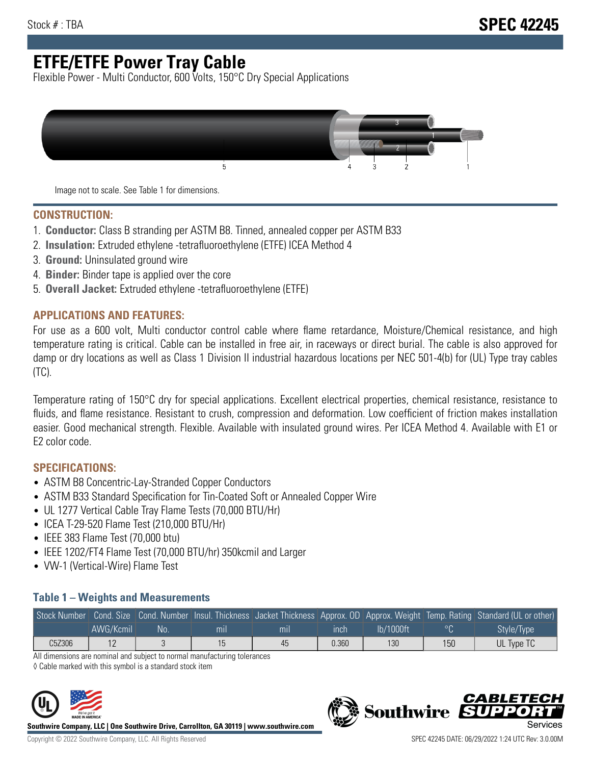Stock # : TBA

# SPEC 42245

# ETFE/ETFE Power Tray Cable

Flexible Power - Multi Conductor, 600 Volts, 150°C Dry Special Applications

Image not to scale. See Table 1 for dimensions.

## CONSTRUCTION:

1. **Conductor:** Class B stranding per ASTM B8. Tinned, annealed copper per ASTM B33
2. **Insulation:** Extruded ethylene -tetrafluoroethylene (ETFE) ICEA Method 4
3. **Ground:** Uninsulated ground wire
4. **Binder:** Binder tape is applied over the core
5. **Overall Jacket:** Extruded ethylene -tetrafluoroethylene (ETFE)

## APPLICATIONS AND FEATURES:

For use as a 600 volt, Multi conductor control cable where flame retardance, Moisture/Chemical resistance, and high temperature rating is critical. Cable can be installed in free air, in raceways or direct burial. The cable is also approved for damp or dry locations as well as Class 1 Division II industrial hazardous locations per NEC 501-4(b) for (UL) Type tray cables (TC).

Temperature rating of 150°C dry for special applications. Excellent electrical properties, chemical resistance, resistance to fluids, and flame resistance. Resistant to crush, compression and deformation. Low coefficient of friction makes installation easier. Good mechanical strength. Flexible. Available with insulated ground wires. Per ICEA Method 4. Available with E1 or E2 color code.

## SPECIFICATIONS:

- ASTM B8 Concentric-Lay-Stranded Copper Conductors
- ASTM B33 Standard Specification for Tin-Coated Soft or Annealed Copper Wire
- UL 1277 Vertical Cable Tray Flame Tests (70,000 BTU/Hr)
- ICEA T-29-520 Flame Test (210,000 BTU/Hr)
- IEEE 383 Flame Test (70,000 btu)
- IEEE 1202/FT4 Flame Test (70,000 BTU/hr) 350kcmil and Larger
- VW-1 (Vertical-Wire) Flame Test

### Table 1 – Weights and Measurements

| Stock Number | Cond. Size | Cond. Number | Insul. Thickness | Jacket Thickness | Approx. OD | Approx. Weight | Temp. Rating | Standard (UL or other) |
|---|---|---|---|---|---|---|---|---|
| | AWG/Kcmil | No. | mil | mil | inch | lb/1000ft | °C | Style/Type |
| C5Z306 | 12 | 3 | 15 | 45 | 0.360 | 130 | 150 | UL Type TC |

All dimensions are nominal and subject to normal manufacturing tolerances

◊ Cable marked with this symbol is a standard stock item

**Southwire Company, LLC | One Southwire Drive, Carrollton, GA 30119 | www.southwire.com**

Copyright © 2022 Southwire Company, LLC. All Rights Reserved

SPEC 42245 DATE: 06/29/2022 1:24 UTC Rev: 3.0.00M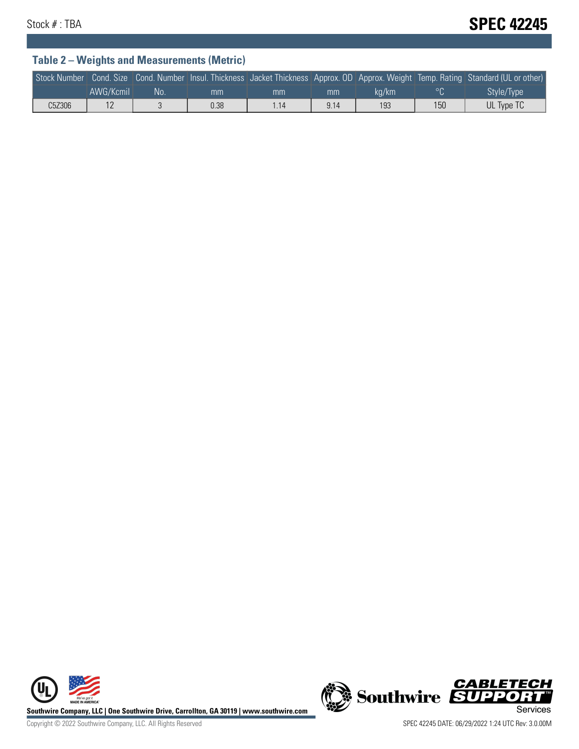### Table 2 – Weights and Measurements (Metric)

| Stock Number | Cond. Size | Cond. Number | Insul. Thickness | Jacket Thickness | Approx. OD | Approx. Weight | Temp. Rating | Standard (UL or other) |
|---|---|---|---|---|---|---|---|---|
| | AWG/Kcmil | No. | mm | mm | mm | kg/km | °C | Style/Type |
| C5Z306 | 12 | 3 | 0.38 | 1.14 | 9.14 | 193 | 150 | UL Type TC |